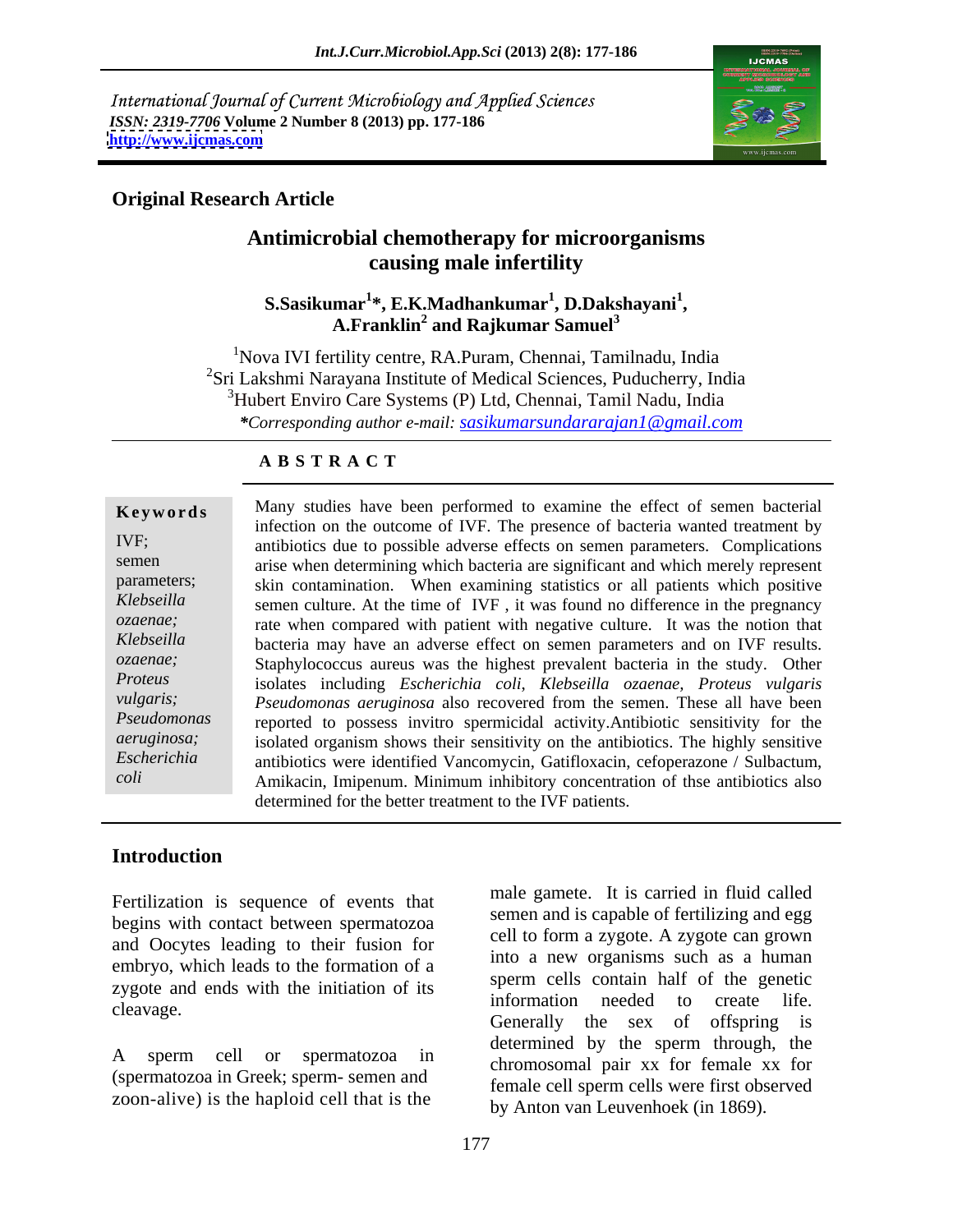International Journal of Current Microbiology and Applied Sciences
*ISSN: 2319-7706* **Volume 2 Number 8 (2013) pp. 177-186**
**http://www.ijcmas.com**

**Original Research Article**

# Antimicrobial chemotherapy for microorganisms causing male infertility

**S.Sasikumar[1]\*, E.K.Madhankumar[1], D.Dakshayani[1], A.Franklin[2] and Rajkumar Samuel[3]**

[1]Nova IVI fertility centre, RA.Puram, Chennai, Tamilnadu, India
[2]Sri Lakshmi Narayana Institute of Medical Sciences, Puducherry, India
[3]Hubert Enviro Care Systems (P) Ltd, Chennai, Tamil Nadu, India
*\*Corresponding author e-mail: sasikumarsundararajan1@gmail.com*

## A B S T R A C T

**Keywords**

IVF; semen parameters; *Klebseilla ozaenae; Klebseilla ozaenae; Proteus vulgaris; Pseudomonas aeruginosa; Escherichia coli*

Many studies have been performed to examine the effect of semen bacterial infection on the outcome of IVF. The presence of bacteria wanted treatment by antibiotics due to possible adverse effects on semen parameters. Complications arise when determining which bacteria are significant and which merely represent skin contamination. When examining statistics or all patients which positive semen culture. At the time of IVF , it was found no difference in the pregnancy rate when compared with patient with negative culture. It was the notion that bacteria may have an adverse effect on semen parameters and on IVF results. Staphylococcus aureus was the highest prevalent bacteria in the study. Other isolates including *Escherichia coli, Klebseilla ozaenae, Proteus vulgaris Pseudomonas aeruginosa* also recovered from the semen. These all have been reported to possess invitro spermicidal activity.Antibiotic sensitivity for the isolated organism shows their sensitivity on the antibiotics. The highly sensitive antibiotics were identified Vancomycin, Gatifloxacin, cefoperazone / Sulbactum, Amikacin, Imipenum. Minimum inhibitory concentration of thse antibiotics also determined for the better treatment to the IVF patients.

## Introduction

Fertilization is sequence of events that begins with contact between spermatozoa and Oocytes leading to their fusion for embryo, which leads to the formation of a zygote and ends with the initiation of its cleavage.

A sperm cell or spermatozoa in (spermatozoa in Greek; sperm- semen and zoon-alive) is the haploid cell that is the male gamete. It is carried in fluid called semen and is capable of fertilizing and egg cell to form a zygote. A zygote can grown into a new organisms such as a human sperm cells contain half of the genetic information needed to create life. Generally the sex of offspring is determined by the sperm through, the chromosomal pair xx for female xx for female cell sperm cells were first observed by Anton van Leuvenhoek (in 1869).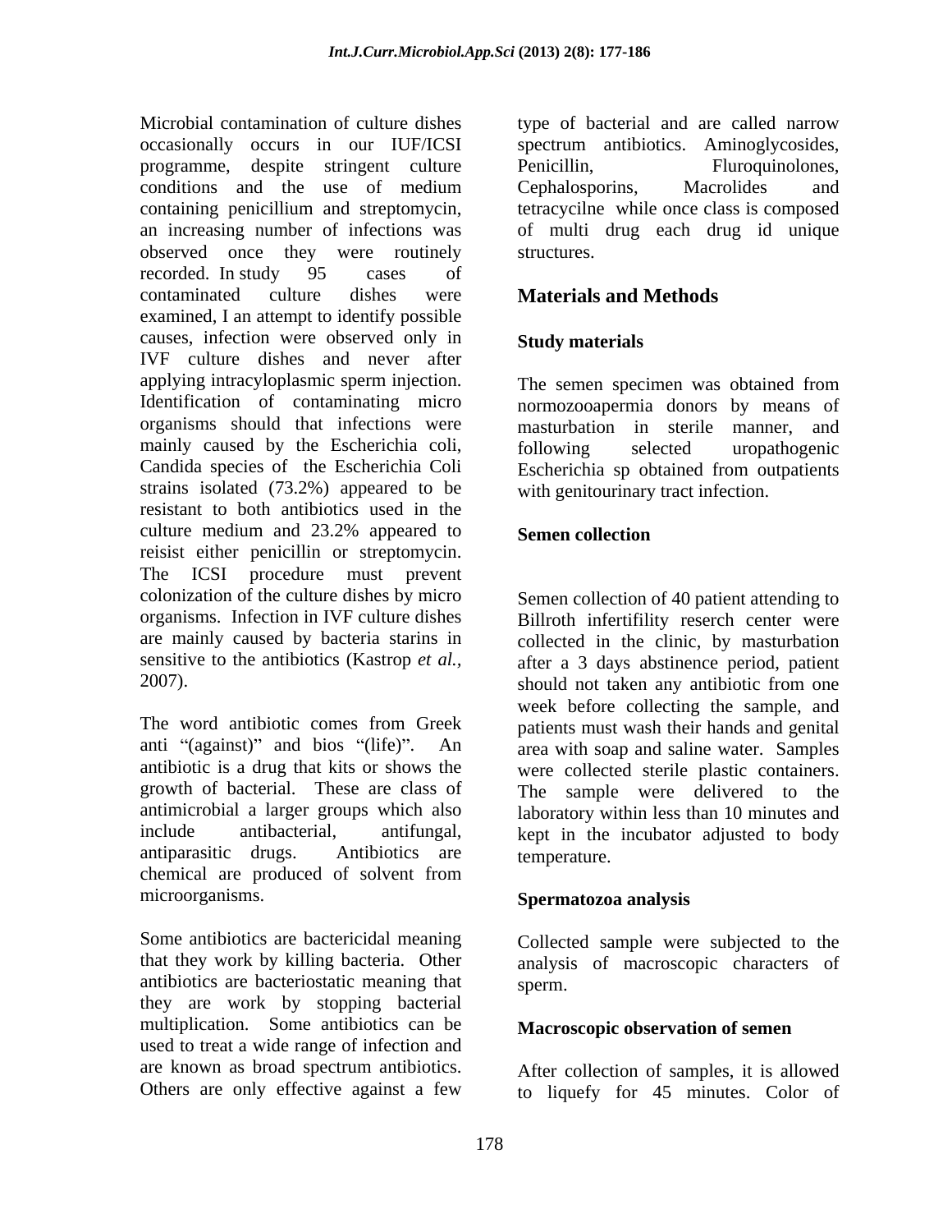Microbial contamination of culture dishes occasionally occurs in our IUF/ICSI programme, despite stringent culture conditions and the use of medium containing penicillium and streptomycin, an increasing number of infections was observed once they were routinely recorded. In study 95 cases of contaminated culture dishes were examined, I an attempt to identify possible causes, infection were observed only in IVF culture dishes and never after applying intracyloplasmic sperm injection. Identification of contaminating micro organisms should that infections were mainly caused by the Escherichia coli, Candida species of the Escherichia Coli strains isolated (73.2%) appeared to be resistant to both antibiotics used in the culture medium and 23.2% appeared to reisist either penicillin or streptomycin. The ICSI procedure must prevent colonization of the culture dishes by micro organisms. Infection in IVF culture dishes are mainly caused by bacteria starins in sensitive to the antibiotics (Kastrop *et al.,* 2007).

The word antibiotic comes from Greek anti "(against)" and bios "(life)". An antibiotic is a drug that kits or shows the growth of bacterial. These are class of antimicrobial a larger groups which also include antibacterial, antifungal, antiparasitic drugs. Antibiotics are chemical are produced of solvent from microorganisms.

Some antibiotics are bactericidal meaning that they work by killing bacteria. Other antibiotics are bacteriostatic meaning that they are work by stopping bacterial multiplication. Some antibiotics can be used to treat a wide range of infection and are known as broad spectrum antibiotics. Others are only effective against a few type of bacterial and are called narrow spectrum antibiotics. Aminoglycosides, Penicillin, Fluroquinolones, Cephalosporins, Macrolides and tetracycilne while once class is composed of multi drug each drug id unique structures.

## Materials and Methods

### Study materials

The semen specimen was obtained from normozooapermia donors by means of masturbation in sterile manner, and following selected uropathogenic Escherichia sp obtained from outpatients with genitourinary tract infection.

### Semen collection

Semen collection of 40 patient attending to Billroth infertifility reserch center were collected in the clinic, by masturbation after a 3 days abstinence period, patient should not taken any antibiotic from one week before collecting the sample, and patients must wash their hands and genital area with soap and saline water. Samples were collected sterile plastic containers. The sample were delivered to the laboratory within less than 10 minutes and kept in the incubator adjusted to body temperature.

### Spermatozoa analysis

Collected sample were subjected to the analysis of macroscopic characters of sperm.

### Macroscopic observation of semen

After collection of samples, it is allowed to liquefy for 45 minutes. Color of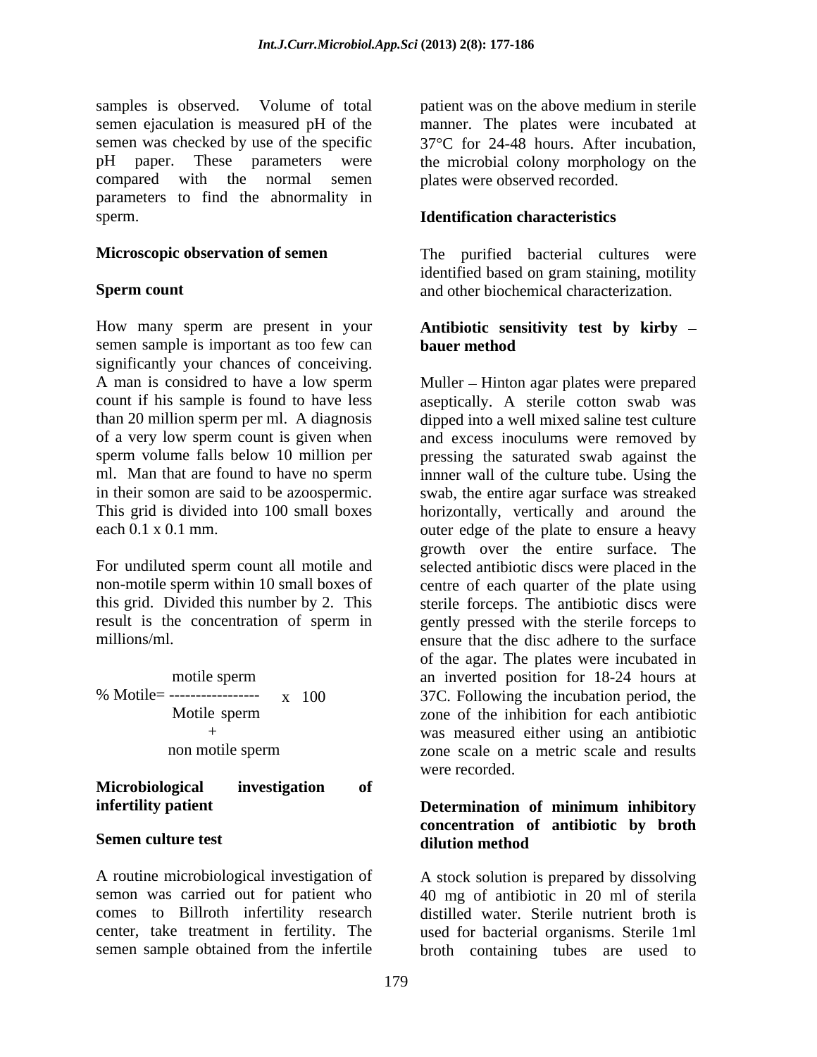samples is observed. Volume of total semen ejaculation is measured pH of the semen was checked by use of the specific pH paper. These parameters were compared with the normal semen parameters to find the abnormality in sperm.

**Microscopic observation of semen**

**Sperm count**

How many sperm are present in your semen sample is important as too few can significantly your chances of conceiving. A man is considred to have a low sperm count if his sample is found to have less than 20 million sperm per ml. A diagnosis of a very low sperm count is given when sperm volume falls below 10 million per ml. Man that are found to have no sperm in their somon are said to be azoospermic. This grid is divided into 100 small boxes each 0.1 x 0.1 mm.

For undiluted sperm count all motile and non-motile sperm within 10 small boxes of this grid. Divided this number by 2. This result is the concentration of sperm in millions/ml.

$$\% \text{ Motile} = \frac{\text{motile sperm}}{\text{Motile sperm} + \text{non motile sperm}} \times 100$$

**Microbiological investigation of infertility patient**

**Semen culture test**

A routine microbiological investigation of semon was carried out for patient who comes to Billroth infertility research center, take treatment in fertility. The semen sample obtained from the infertile patient was on the above medium in sterile manner. The plates were incubated at 37°C for 24-48 hours. After incubation, the microbial colony morphology on the plates were observed recorded.

**Identification characteristics**

The purified bacterial cultures were identified based on gram staining, motility and other biochemical characterization.

**Antibiotic sensitivity test by kirby – bauer method**

Muller – Hinton agar plates were prepared aseptically. A sterile cotton swab was dipped into a well mixed saline test culture and excess inoculums were removed by pressing the saturated swab against the innner wall of the culture tube. Using the swab, the entire agar surface was streaked horizontally, vertically and around the outer edge of the plate to ensure a heavy growth over the entire surface. The selected antibiotic discs were placed in the centre of each quarter of the plate using sterile forceps. The antibiotic discs were gently pressed with the sterile forceps to ensure that the disc adhere to the surface of the agar. The plates were incubated in an inverted position for 18-24 hours at 37C. Following the incubation period, the zone of the inhibition for each antibiotic was measured either using an antibiotic zone scale on a metric scale and results were recorded.

**Determination of minimum inhibitory concentration of antibiotic by broth dilution method**

A stock solution is prepared by dissolving 40 mg of antibiotic in 20 ml of sterila distilled water. Sterile nutrient broth is used for bacterial organisms. Sterile 1ml broth containing tubes are used to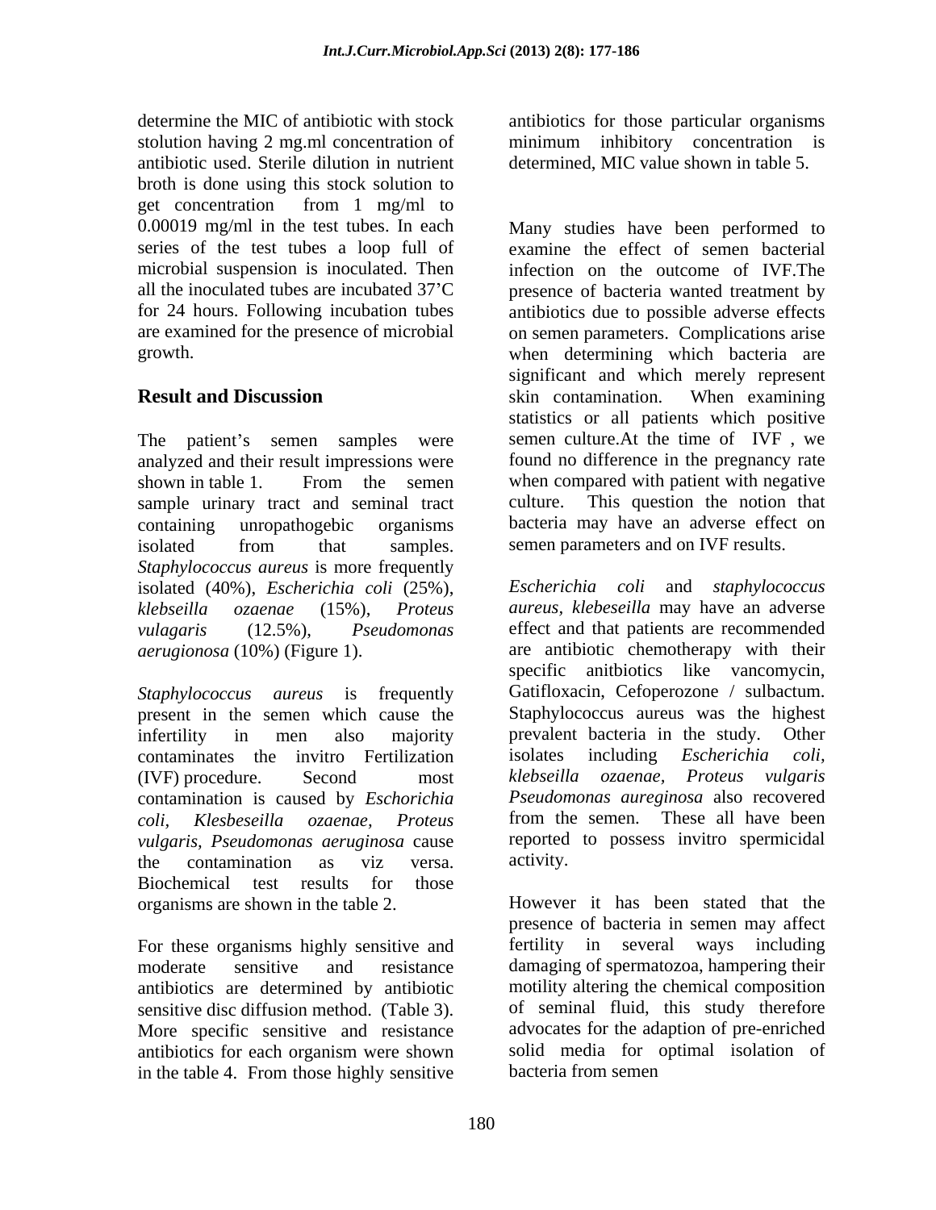determine the MIC of antibiotic with stock stolution having 2 mg.ml concentration of antibiotic used. Sterile dilution in nutrient broth is done using this stock solution to get concentration from 1 mg/ml to 0.00019 mg/ml in the test tubes. In each series of the test tubes a loop full of microbial suspension is inoculated. Then all the inoculated tubes are incubated 37'C for 24 hours. Following incubation tubes are examined for the presence of microbial growth.

## Result and Discussion

The patient's semen samples were analyzed and their result impressions were shown in table 1. From the semen sample urinary tract and seminal tract containing unropathogebic organisms isolated from that samples. *Staphylococcus aureus* is more frequently isolated (40%), *Escherichia coli* (25%), *klebseilla ozaenae* (15%), *Proteus vulagaris* (12.5%), *Pseudomonas aerugionosa* (10%) (Figure 1).

*Staphylococcus aureus* is frequently present in the semen which cause the infertility in men also majority contaminates the invitro Fertilization (IVF) procedure. Second most contamination is caused by *Eschorichia coli, Klesbeseilla ozaenae, Proteus vulgaris, Pseudomonas aeruginosa* cause the contamination as viz versa. Biochemical test results for those organisms are shown in the table 2.

For these organisms highly sensitive and moderate sensitive and resistance antibiotics are determined by antibiotic sensitive disc diffusion method. (Table 3). More specific sensitive and resistance antibiotics for each organism were shown in the table 4. From those highly sensitive antibiotics for those particular organisms minimum inhibitory concentration is determined, MIC value shown in table 5.

Many studies have been performed to examine the effect of semen bacterial infection on the outcome of IVF.The presence of bacteria wanted treatment by antibiotics due to possible adverse effects on semen parameters. Complications arise when determining which bacteria are significant and which merely represent skin contamination. When examining statistics or all patients which positive semen culture.At the time of IVF , we found no difference in the pregnancy rate when compared with patient with negative culture. This question the notion that bacteria may have an adverse effect on semen parameters and on IVF results.

*Escherichia coli* and *staphylococcus aureus, klebeseilla* may have an adverse effect and that patients are recommended are antibiotic chemotherapy with their specific anitbiotics like vancomycin, Gatifloxacin, Cefoperozone / sulbactum. Staphylococcus aureus was the highest prevalent bacteria in the study. Other isolates including *Escherichia coli, klebseilla ozaenae, Proteus vulgaris Pseudomonas aureginosa* also recovered from the semen. These all have been reported to possess invitro spermicidal activity.

However it has been stated that the presence of bacteria in semen may affect fertility in several ways including damaging of spermatozoa, hampering their motility altering the chemical composition of seminal fluid, this study therefore advocates for the adaption of pre-enriched solid media for optimal isolation of bacteria from semen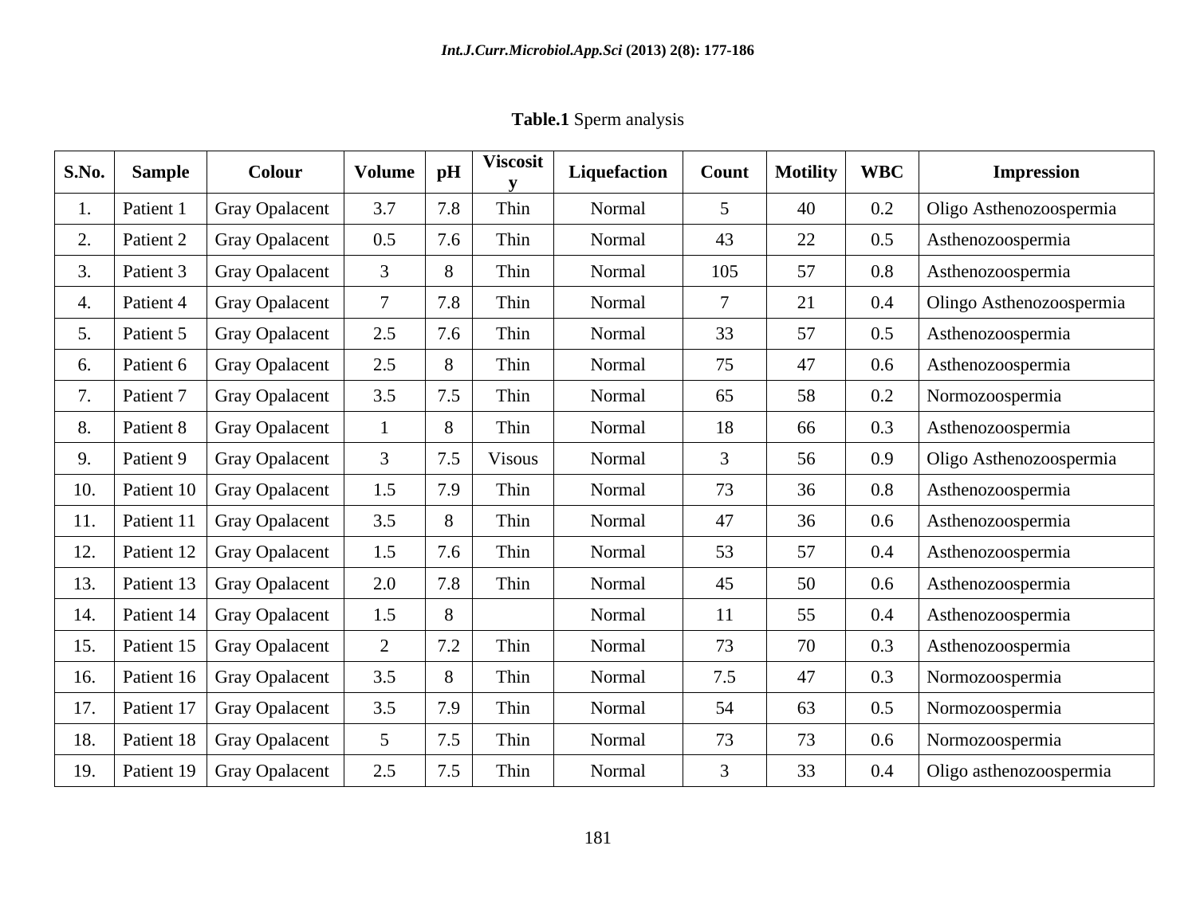**Table.1** Sperm analysis

| S.No. | Sample | Colour | Volume | pH | Viscosity | Liquefaction | Count | Motility | WBC | Impression |
|---|---|---|---|---|---|---|---|---|---|---|
| 1. | Patient 1 | Gray Opalacent | 3.7 | 7.8 | Thin | Normal | 5 | 40 | 0.2 | Oligo Asthenozoospermia |
| 2. | Patient 2 | Gray Opalacent | 0.5 | 7.6 | Thin | Normal | 43 | 22 | 0.5 | Asthenozoospermia |
| 3. | Patient 3 | Gray Opalacent | 3 | 8 | Thin | Normal | 105 | 57 | 0.8 | Asthenozoospermia |
| 4. | Patient 4 | Gray Opalacent | 7 | 7.8 | Thin | Normal | 7 | 21 | 0.4 | Olingo Asthenozoospermia |
| 5. | Patient 5 | Gray Opalacent | 2.5 | 7.6 | Thin | Normal | 33 | 57 | 0.5 | Asthenozoospermia |
| 6. | Patient 6 | Gray Opalacent | 2.5 | 8 | Thin | Normal | 75 | 47 | 0.6 | Asthenozoospermia |
| 7. | Patient 7 | Gray Opalacent | 3.5 | 7.5 | Thin | Normal | 65 | 58 | 0.2 | Normozoospermia |
| 8. | Patient 8 | Gray Opalacent | 1 | 8 | Thin | Normal | 18 | 66 | 0.3 | Asthenozoospermia |
| 9. | Patient 9 | Gray Opalacent | 3 | 7.5 | Visous | Normal | 3 | 56 | 0.9 | Oligo Asthenozoospermia |
| 10. | Patient 10 | Gray Opalacent | 1.5 | 7.9 | Thin | Normal | 73 | 36 | 0.8 | Asthenozoospermia |
| 11. | Patient 11 | Gray Opalacent | 3.5 | 8 | Thin | Normal | 47 | 36 | 0.6 | Asthenozoospermia |
| 12. | Patient 12 | Gray Opalacent | 1.5 | 7.6 | Thin | Normal | 53 | 57 | 0.4 | Asthenozoospermia |
| 13. | Patient 13 | Gray Opalacent | 2.0 | 7.8 | Thin | Normal | 45 | 50 | 0.6 | Asthenozoospermia |
| 14. | Patient 14 | Gray Opalacent | 1.5 | 8 | | Normal | 11 | 55 | 0.4 | Asthenozoospermia |
| 15. | Patient 15 | Gray Opalacent | 2 | 7.2 | Thin | Normal | 73 | 70 | 0.3 | Asthenozoospermia |
| 16. | Patient 16 | Gray Opalacent | 3.5 | 8 | Thin | Normal | 7.5 | 47 | 0.3 | Normozoospermia |
| 17. | Patient 17 | Gray Opalacent | 3.5 | 7.9 | Thin | Normal | 54 | 63 | 0.5 | Normozoospermia |
| 18. | Patient 18 | Gray Opalacent | 5 | 7.5 | Thin | Normal | 73 | 73 | 0.6 | Normozoospermia |
| 19. | Patient 19 | Gray Opalacent | 2.5 | 7.5 | Thin | Normal | 3 | 33 | 0.4 | Oligo asthenozoospermia |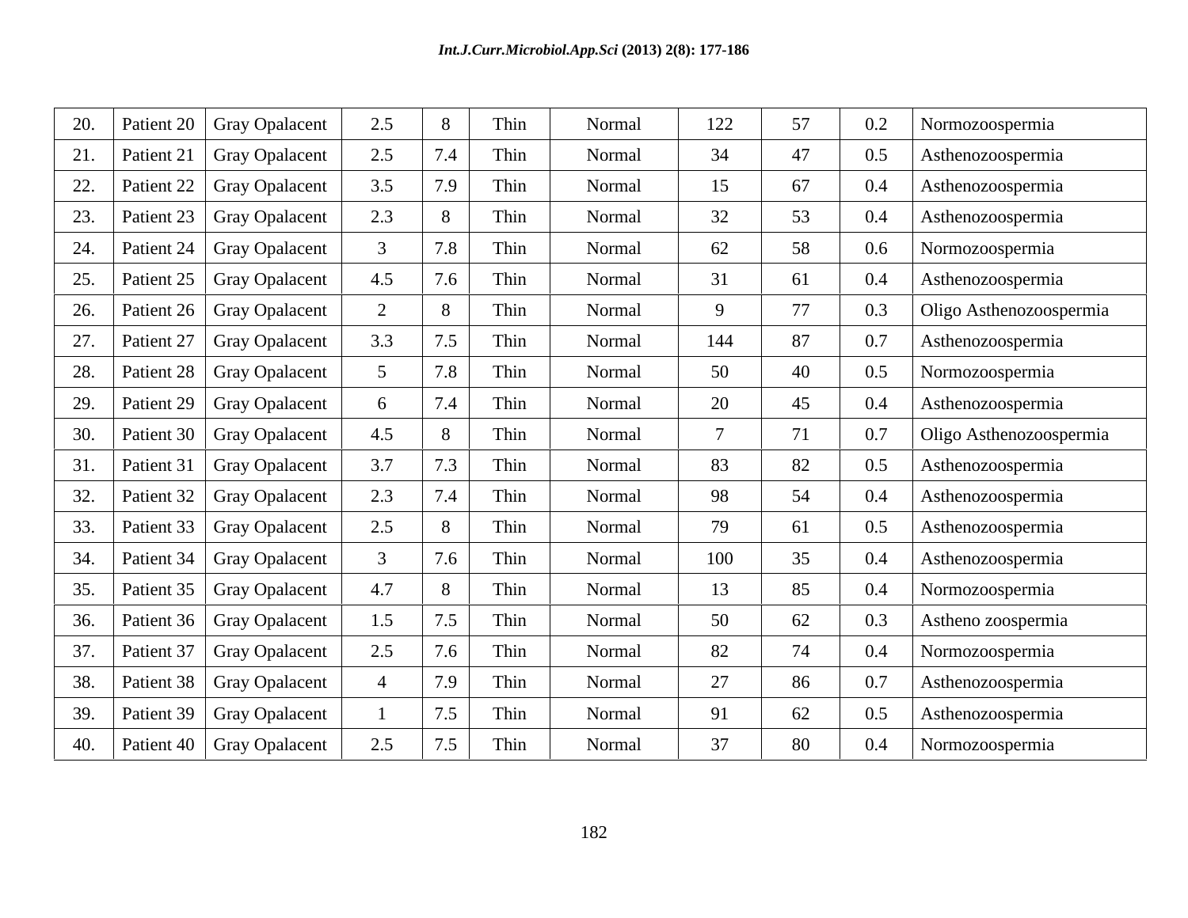| | | | | | | | | | | |
|---|---|---|---|---|---|---|---|---|---|---|
| 20. | Patient 20 | Gray Opalacent | 2.5 | 8 | Thin | Normal | 122 | 57 | 0.2 | Normozoospermia |
| 21. | Patient 21 | Gray Opalacent | 2.5 | 7.4 | Thin | Normal | 34 | 47 | 0.5 | Asthenozoospermia |
| 22. | Patient 22 | Gray Opalacent | 3.5 | 7.9 | Thin | Normal | 15 | 67 | 0.4 | Asthenozoospermia |
| 23. | Patient 23 | Gray Opalacent | 2.3 | 8 | Thin | Normal | 32 | 53 | 0.4 | Asthenozoospermia |
| 24. | Patient 24 | Gray Opalacent | 3 | 7.8 | Thin | Normal | 62 | 58 | 0.6 | Normozoospermia |
| 25. | Patient 25 | Gray Opalacent | 4.5 | 7.6 | Thin | Normal | 31 | 61 | 0.4 | Asthenozoospermia |
| 26. | Patient 26 | Gray Opalacent | 2 | 8 | Thin | Normal | 9 | 77 | 0.3 | Oligo Asthenozoospermia |
| 27. | Patient 27 | Gray Opalacent | 3.3 | 7.5 | Thin | Normal | 144 | 87 | 0.7 | Asthenozoospermia |
| 28. | Patient 28 | Gray Opalacent | 5 | 7.8 | Thin | Normal | 50 | 40 | 0.5 | Normozoospermia |
| 29. | Patient 29 | Gray Opalacent | 6 | 7.4 | Thin | Normal | 20 | 45 | 0.4 | Asthenozoospermia |
| 30. | Patient 30 | Gray Opalacent | 4.5 | 8 | Thin | Normal | 7 | 71 | 0.7 | Oligo Asthenozoospermia |
| 31. | Patient 31 | Gray Opalacent | 3.7 | 7.3 | Thin | Normal | 83 | 82 | 0.5 | Asthenozoospermia |
| 32. | Patient 32 | Gray Opalacent | 2.3 | 7.4 | Thin | Normal | 98 | 54 | 0.4 | Asthenozoospermia |
| 33. | Patient 33 | Gray Opalacent | 2.5 | 8 | Thin | Normal | 79 | 61 | 0.5 | Asthenozoospermia |
| 34. | Patient 34 | Gray Opalacent | 3 | 7.6 | Thin | Normal | 100 | 35 | 0.4 | Asthenozoospermia |
| 35. | Patient 35 | Gray Opalacent | 4.7 | 8 | Thin | Normal | 13 | 85 | 0.4 | Normozoospermia |
| 36. | Patient 36 | Gray Opalacent | 1.5 | 7.5 | Thin | Normal | 50 | 62 | 0.3 | Astheno zoospermia |
| 37. | Patient 37 | Gray Opalacent | 2.5 | 7.6 | Thin | Normal | 82 | 74 | 0.4 | Normozoospermia |
| 38. | Patient 38 | Gray Opalacent | 4 | 7.9 | Thin | Normal | 27 | 86 | 0.7 | Asthenozoospermia |
| 39. | Patient 39 | Gray Opalacent | 1 | 7.5 | Thin | Normal | 91 | 62 | 0.5 | Asthenozoospermia |
| 40. | Patient 40 | Gray Opalacent | 2.5 | 7.5 | Thin | Normal | 37 | 80 | 0.4 | Normozoospermia |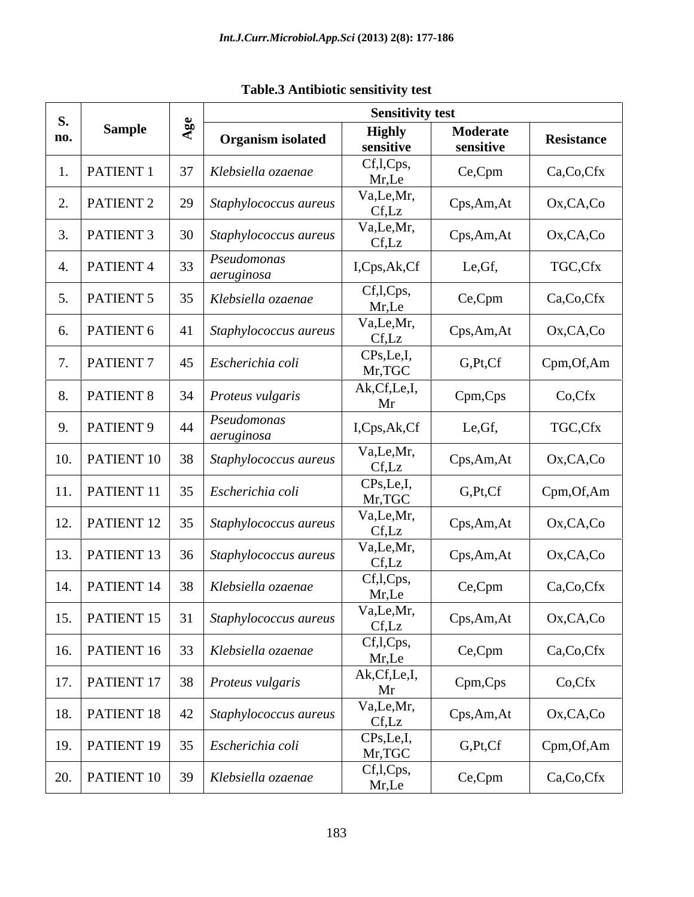**Table.3 Antibiotic sensitivity test**

| S. no. | Sample | Age | Sensitivity test | | | |
|---|---|---|---|---|---|---|
| | | | Organism isolated | Highly sensitive | Moderate sensitive | Resistance |
| 1. | PATIENT 1 | 37 | *Klebsiella ozaenae* | Cf,l,Cps, Mr,Le | Ce,Cpm | Ca,Co,Cfx |
| 2. | PATIENT 2 | 29 | *Staphylococcus aureus* | Va,Le,Mr, Cf,Lz | Cps,Am,At | Ox,CA,Co |
| 3. | PATIENT 3 | 30 | *Staphylococcus aureus* | Va,Le,Mr, Cf,Lz | Cps,Am,At | Ox,CA,Co |
| 4. | PATIENT 4 | 33 | *Pseudomonas aeruginosa* | I,Cps,Ak,Cf | Le,Gf, | TGC,Cfx |
| 5. | PATIENT 5 | 35 | *Klebsiella ozaenae* | Cf,l,Cps, Mr,Le | Ce,Cpm | Ca,Co,Cfx |
| 6. | PATIENT 6 | 41 | *Staphylococcus aureus* | Va,Le,Mr, Cf,Lz | Cps,Am,At | Ox,CA,Co |
| 7. | PATIENT 7 | 45 | *Escherichia coli* | CPs,Le,I, Mr,TGC | G,Pt,Cf | Cpm,Of,Am |
| 8. | PATIENT 8 | 34 | *Proteus vulgaris* | Ak,Cf,Le,I, Mr | Cpm,Cps | Co,Cfx |
| 9. | PATIENT 9 | 44 | *Pseudomonas aeruginosa* | I,Cps,Ak,Cf | Le,Gf, | TGC,Cfx |
| 10. | PATIENT 10 | 38 | *Staphylococcus aureus* | Va,Le,Mr, Cf,Lz | Cps,Am,At | Ox,CA,Co |
| 11. | PATIENT 11 | 35 | *Escherichia coli* | CPs,Le,I, Mr,TGC | G,Pt,Cf | Cpm,Of,Am |
| 12. | PATIENT 12 | 35 | *Staphylococcus aureus* | Va,Le,Mr, Cf,Lz | Cps,Am,At | Ox,CA,Co |
| 13. | PATIENT 13 | 36 | *Staphylococcus aureus* | Va,Le,Mr, Cf,Lz | Cps,Am,At | Ox,CA,Co |
| 14. | PATIENT 14 | 38 | *Klebsiella ozaenae* | Cf,l,Cps, Mr,Le | Ce,Cpm | Ca,Co,Cfx |
| 15. | PATIENT 15 | 31 | *Staphylococcus aureus* | Va,Le,Mr, Cf,Lz | Cps,Am,At | Ox,CA,Co |
| 16. | PATIENT 16 | 33 | *Klebsiella ozaenae* | Cf,l,Cps, Mr,Le | Ce,Cpm | Ca,Co,Cfx |
| 17. | PATIENT 17 | 38 | *Proteus vulgaris* | Ak,Cf,Le,I, Mr | Cpm,Cps | Co,Cfx |
| 18. | PATIENT 18 | 42 | *Staphylococcus aureus* | Va,Le,Mr, Cf,Lz | Cps,Am,At | Ox,CA,Co |
| 19. | PATIENT 19 | 35 | *Escherichia coli* | CPs,Le,I, Mr,TGC | G,Pt,Cf | Cpm,Of,Am |
| 20. | PATIENT 10 | 39 | *Klebsiella ozaenae* | Cf,l,Cps, Mr,Le | Ce,Cpm | Ca,Co,Cfx |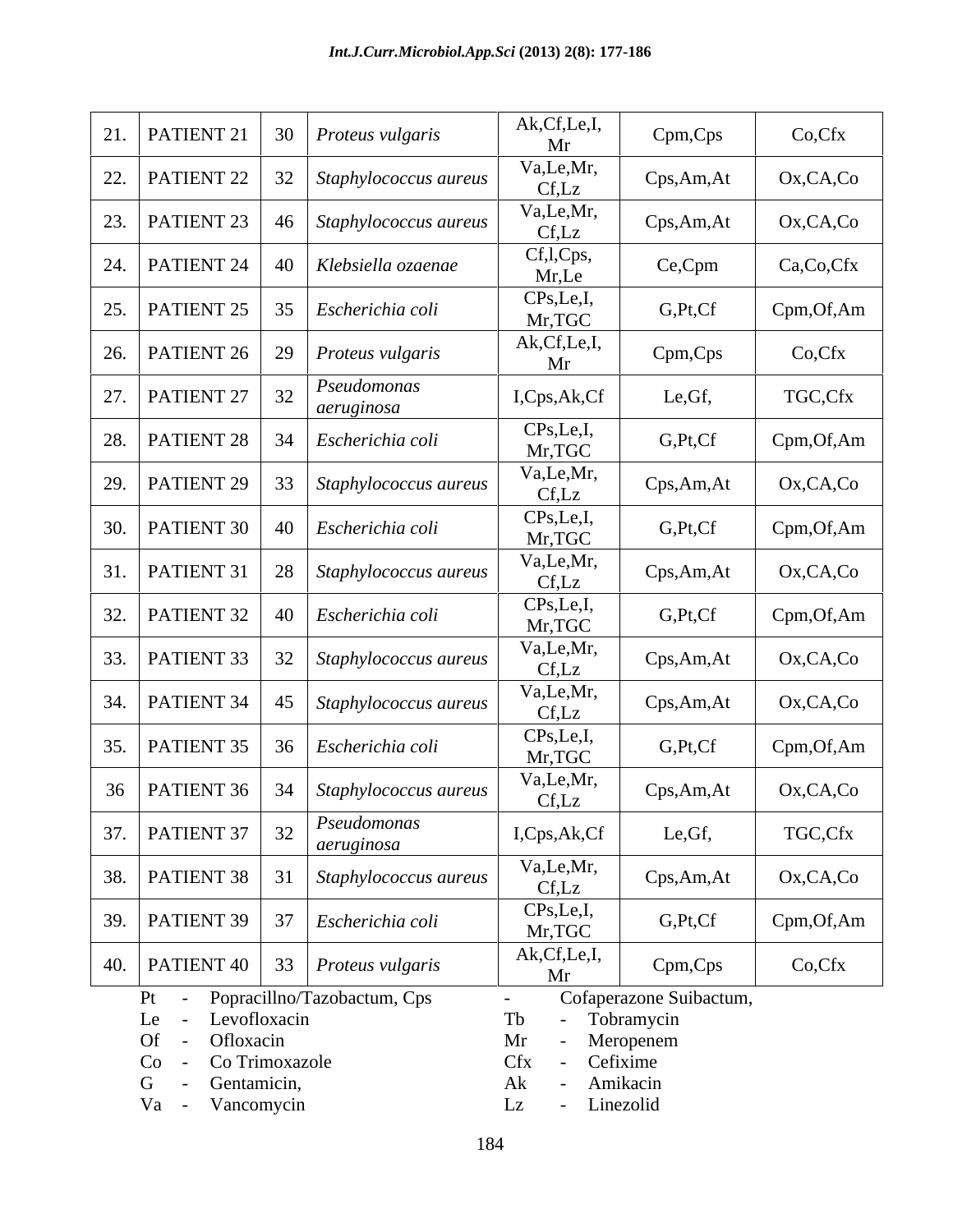| | | | | | | |
|---|---|---|---|---|---|---|
| 21. | PATIENT 21 | 30 | *Proteus vulgaris* | Ak,Cf,Le,I, Mr | Cpm,Cps | Co,Cfx |
| 22. | PATIENT 22 | 32 | *Staphylococcus aureus* | Va,Le,Mr, Cf,Lz | Cps,Am,At | Ox,CA,Co |
| 23. | PATIENT 23 | 46 | *Staphylococcus aureus* | Va,Le,Mr, Cf,Lz | Cps,Am,At | Ox,CA,Co |
| 24. | PATIENT 24 | 40 | *Klebsiella ozaenae* | Cf,l,Cps, Mr,Le | Ce,Cpm | Ca,Co,Cfx |
| 25. | PATIENT 25 | 35 | *Escherichia coli* | CPs,Le,I, Mr,TGC | G,Pt,Cf | Cpm,Of,Am |
| 26. | PATIENT 26 | 29 | *Proteus vulgaris* | Ak,Cf,Le,I, Mr | Cpm,Cps | Co,Cfx |
| 27. | PATIENT 27 | 32 | *Pseudomonas aeruginosa* | I,Cps,Ak,Cf | Le,Gf, | TGC,Cfx |
| 28. | PATIENT 28 | 34 | *Escherichia coli* | CPs,Le,I, Mr,TGC | G,Pt,Cf | Cpm,Of,Am |
| 29. | PATIENT 29 | 33 | *Staphylococcus aureus* | Va,Le,Mr, Cf,Lz | Cps,Am,At | Ox,CA,Co |
| 30. | PATIENT 30 | 40 | *Escherichia coli* | CPs,Le,I, Mr,TGC | G,Pt,Cf | Cpm,Of,Am |
| 31. | PATIENT 31 | 28 | *Staphylococcus aureus* | Va,Le,Mr, Cf,Lz | Cps,Am,At | Ox,CA,Co |
| 32. | PATIENT 32 | 40 | *Escherichia coli* | CPs,Le,I, Mr,TGC | G,Pt,Cf | Cpm,Of,Am |
| 33. | PATIENT 33 | 32 | *Staphylococcus aureus* | Va,Le,Mr, Cf,Lz | Cps,Am,At | Ox,CA,Co |
| 34. | PATIENT 34 | 45 | *Staphylococcus aureus* | Va,Le,Mr, Cf,Lz | Cps,Am,At | Ox,CA,Co |
| 35. | PATIENT 35 | 36 | *Escherichia coli* | CPs,Le,I, Mr,TGC | G,Pt,Cf | Cpm,Of,Am |
| 36 | PATIENT 36 | 34 | *Staphylococcus aureus* | Va,Le,Mr, Cf,Lz | Cps,Am,At | Ox,CA,Co |
| 37. | PATIENT 37 | 32 | *Pseudomonas aeruginosa* | I,Cps,Ak,Cf | Le,Gf, | TGC,Cfx |
| 38. | PATIENT 38 | 31 | *Staphylococcus aureus* | Va,Le,Mr, Cf,Lz | Cps,Am,At | Ox,CA,Co |
| 39. | PATIENT 39 | 37 | *Escherichia coli* | CPs,Le,I, Mr,TGC | G,Pt,Cf | Cpm,Of,Am |
| 40. | PATIENT 40 | 33 | *Proteus vulgaris* | Ak,Cf,Le,I, Mr | Cpm,Cps | Co,Cfx |

Pt - Popracillno/Tazobactum, Cps - Cofaperazone Suibactum,
Le - Levofloxacin
Tb - Tobramycin
Of - Ofloxacin
Mr - Meropenem
Co - Co Trimoxazole
Cfx - Cefixime
G - Gentamicin,
Ak - Amikacin
Va - Vancomycin
Lz - Linezolid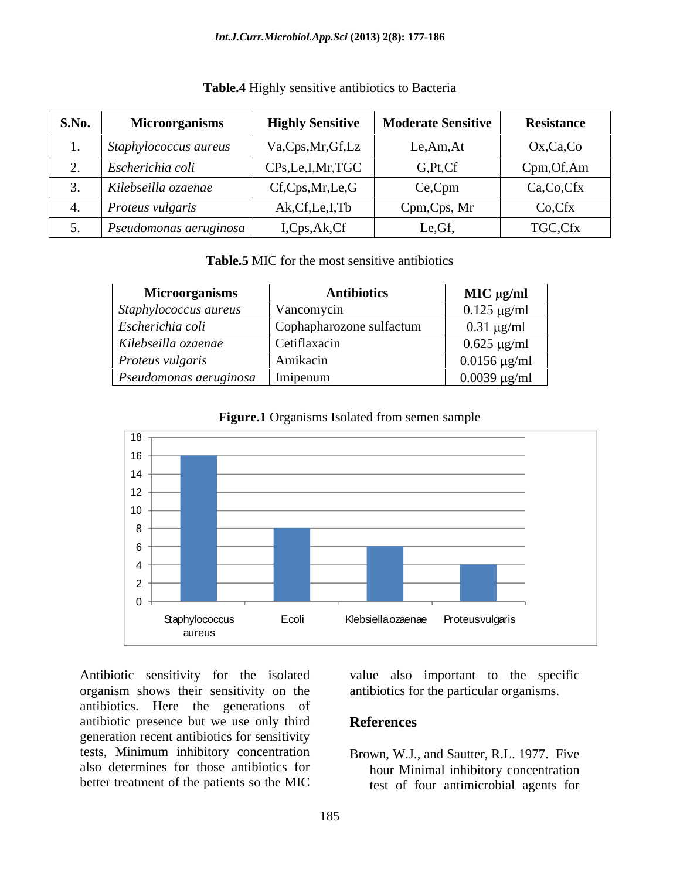**Table.4** Highly sensitive antibiotics to Bacteria

| S.No. | Microorganisms | Highly Sensitive | Moderate Sensitive | Resistance |
|---|---|---|---|---|
| 1. | *Staphylococcus aureus* | Va,Cps,Mr,Gf,Lz | Le,Am,At | Ox,Ca,Co |
| 2. | *Escherichia coli* | CPs,Le,I,Mr,TGC | G,Pt,Cf | Cpm,Of,Am |
| 3. | *Kilebseilla ozaenae* | Cf,Cps,Mr,Le,G | Ce,Cpm | Ca,Co,Cfx |
| 4. | *Proteus vulgaris* | Ak,Cf,Le,I,Tb | Cpm,Cps, Mr | Co,Cfx |
| 5. | *Pseudomonas aeruginosa* | I,Cps,Ak,Cf | Le,Gf, | TGC,Cfx |

**Table.5** MIC for the most sensitive antibiotics

| Microorganisms | Antibiotics | MIC μg/ml |
|---|---|---|
| *Staphylococcus aureus* | Vancomycin | 0.125 μg/ml |
| *Escherichia coli* | Cophapharozone sulfactum | 0.31 μg/ml |
| *Kilebseilla ozaenae* | Cetiflaxacin | 0.625 μg/ml |
| *Proteus vulgaris* | Amikacin | 0.0156 μg/ml |
| *Pseudomonas aeruginosa* | Imipenum | 0.0039 μg/ml |

**Figure.1** Organisms Isolated from semen sample

| Organism | Count |
|---|---|
| Staphylococcus aureus | 16 |
| Ecoli | 8 |
| Klebsiella ozaenae | 6 |
| Proteus vulgaris | 4 |

Antibiotic sensitivity for the isolated organism shows their sensitivity on the antibiotics. Here the generations of antibiotic presence but we use only third generation recent antibiotics for sensitivity tests, Minimum inhibitory concentration also determines for those antibiotics for better treatment of the patients so the MIC value also important to the specific antibiotics for the particular organisms.

## References

Brown, W.J., and Sautter, R.L. 1977. Five hour Minimal inhibitory concentration test of four antimicrobial agents for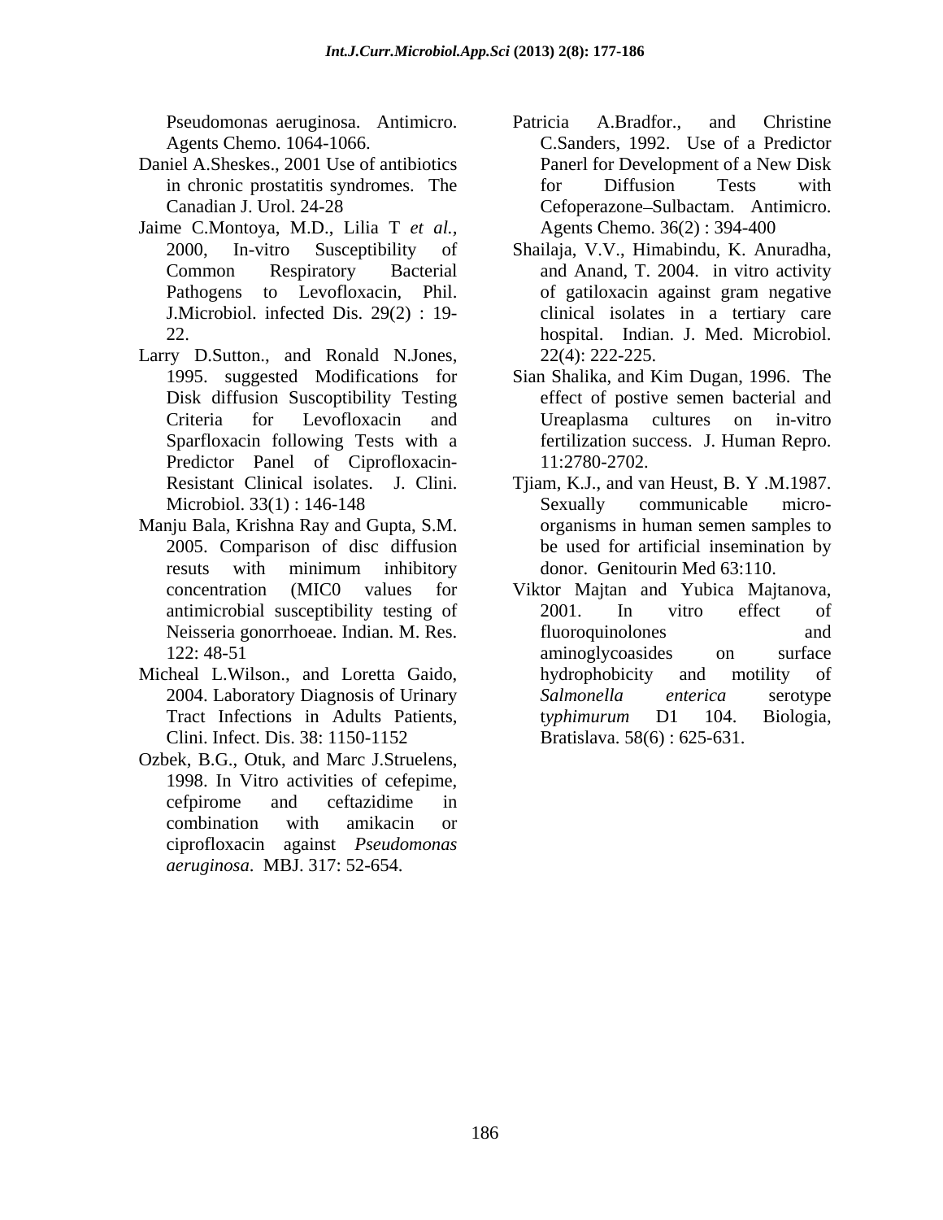Pseudomonas aeruginosa. Antimicro. Agents Chemo. 1064-1066.

Daniel A.Sheskes., 2001 Use of antibiotics in chronic prostatitis syndromes. The Canadian J. Urol. 24-28

Jaime C.Montoya, M.D., Lilia T *et al.*, 2000, In-vitro Susceptibility of Common Respiratory Bacterial Pathogens to Levofloxacin, Phil. J.Microbiol. infected Dis. 29(2) : 19-22.

Larry D.Sutton., and Ronald N.Jones, 1995. suggested Modifications for Disk diffusion Suscoptibility Testing Criteria for Levofloxacin and Sparfloxacin following Tests with a Predictor Panel of Ciprofloxacin-Resistant Clinical isolates. J. Clini. Microbiol. 33(1) : 146-148

Manju Bala, Krishna Ray and Gupta, S.M. 2005. Comparison of disc diffusion resuts with minimum inhibitory concentration (MIC0 values for antimicrobial susceptibility testing of Neisseria gonorrhoeae. Indian. M. Res. 122: 48-51

Micheal L.Wilson., and Loretta Gaido, 2004. Laboratory Diagnosis of Urinary Tract Infections in Adults Patients, Clini. Infect. Dis. 38: 1150-1152

Ozbek, B.G., Otuk, and Marc J.Struelens, 1998. In Vitro activities of cefepime, cefpirome and ceftazidime in combination with amikacin or ciprofloxacin against *Pseudomonas aeruginosa*. MBJ. 317: 52-654.

Patricia A.Bradfor., and Christine C.Sanders, 1992. Use of a Predictor Panerl for Development of a New Disk for Diffusion Tests with Cefoperazone–Sulbactam. Antimicro. Agents Chemo. 36(2) : 394-400

Shailaja, V.V., Himabindu, K. Anuradha, and Anand, T. 2004. in vitro activity of gatiloxacin against gram negative clinical isolates in a tertiary care hospital. Indian. J. Med. Microbiol. 22(4): 222-225.

Sian Shalika, and Kim Dugan, 1996. The effect of postive semen bacterial and Ureaplasma cultures on in-vitro fertilization success. J. Human Repro. 11:2780-2702.

Tjiam, K.J., and van Heust, B. Y .M.1987. Sexually communicable micro-organisms in human semen samples to be used for artificial insemination by donor. Genitourin Med 63:110.

Viktor Majtan and Yubica Majtanova, 2001. In vitro effect of fluoroquinolones and aminoglycoasides on surface hydrophobicity and motility of *Salmonella enterica* serotype *typhimurum* D1 104. Biologia, Bratislava. 58(6) : 625-631.